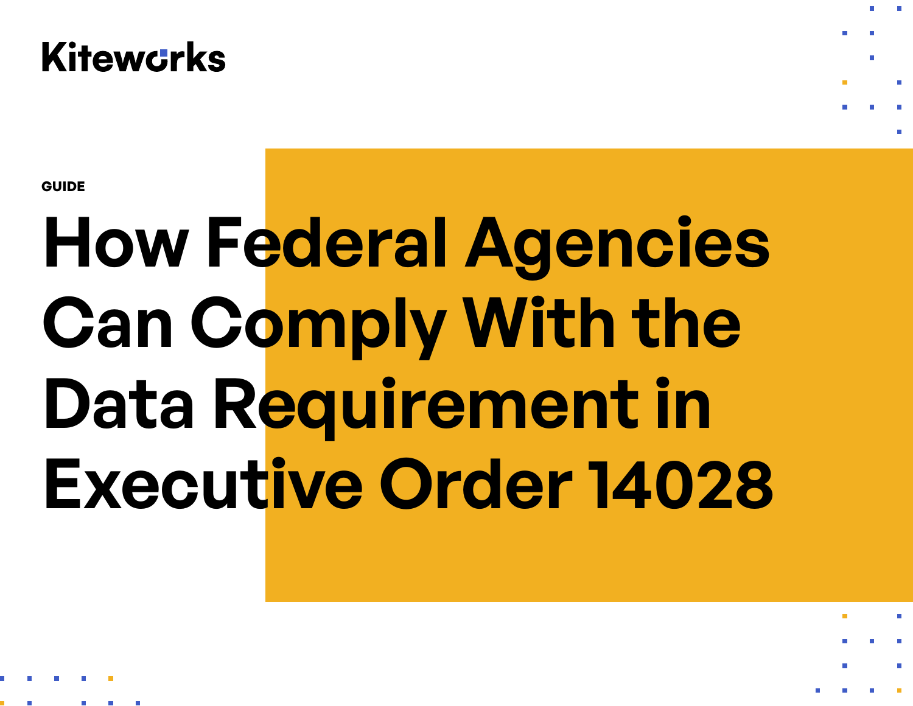Kiteworks

GUIDE

# How Federal Agencies Can Comply With the Data Requirement in Executive Order 14028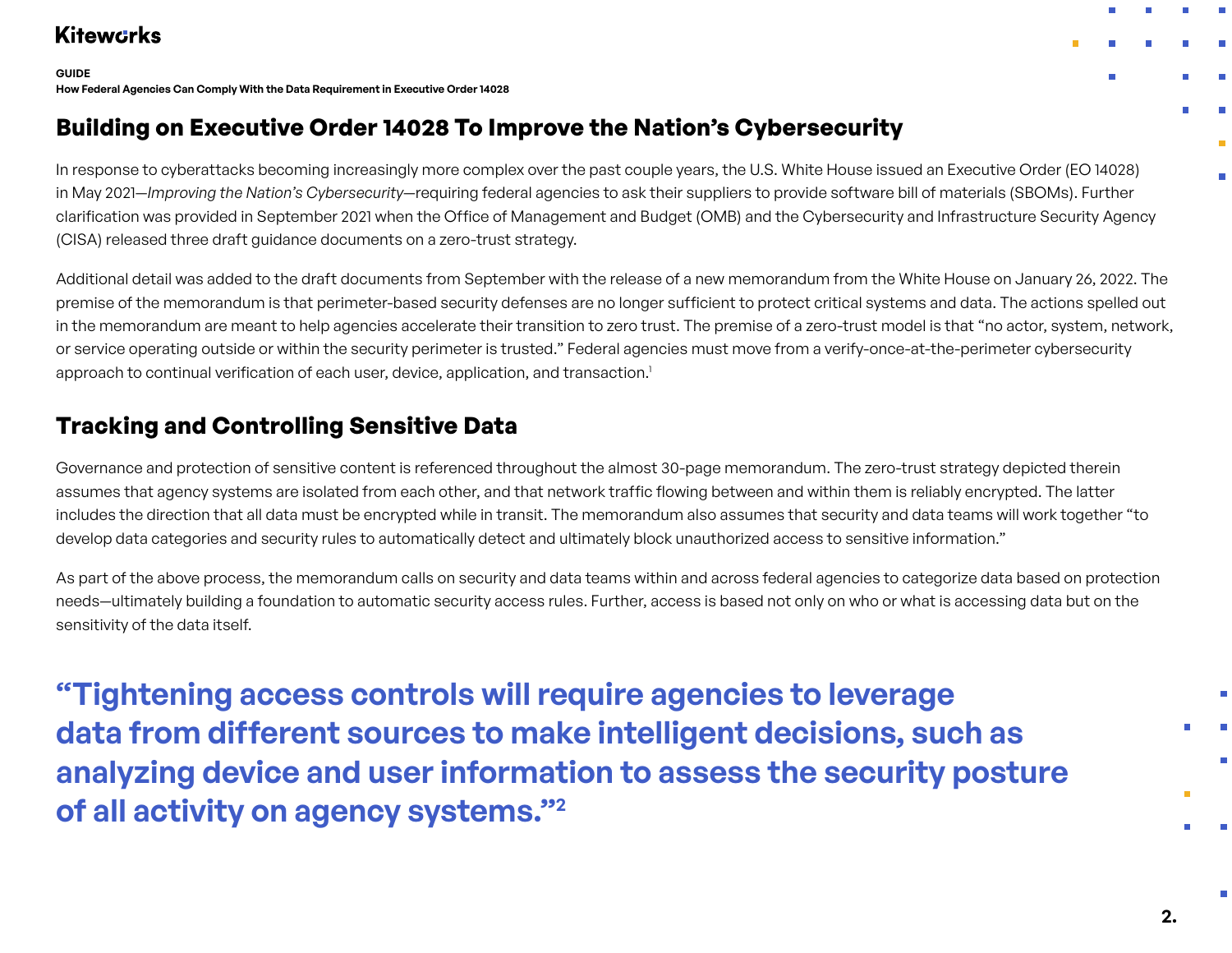## Building on Executive Order 14028 To Improve the Nation's Cybersecurity

In response to cyberattacks becoming increasingly more complex over the past couple years, the U.S. White House issued an Executive Order (EO 14028) in May 2021—*Improving the Nation's Cybersecurity*—requiring federal agencies to ask their suppliers to provide software bill of materials (SBOMs). Further clarification was provided in September 2021 when the Office of Management and Budget (OMB) and the Cybersecurity and Infrastructure Security Agency (CISA) released three draft guidance documents on a zero-trust strategy.

Additional detail was added to the draft documents from September with the release of a new memorandum from the White House on January 26, 2022. The premise of the memorandum is that perimeter-based security defenses are no longer sufficient to protect critical systems and data. The actions spelled out in the memorandum are meant to help agencies accelerate their transition to zero trust. The premise of a zero-trust model is that "no actor, system, network, or service operating outside or within the security perimeter is trusted." Federal agencies must move from a verify-once-at-the-perimeter cybersecurity approach to continual verification of each user, device, application, and transaction.[1]

## Tracking and Controlling Sensitive Data

Governance and protection of sensitive content is referenced throughout the almost 30-page memorandum. The zero-trust strategy depicted therein assumes that agency systems are isolated from each other, and that network traffic flowing between and within them is reliably encrypted. The latter includes the direction that all data must be encrypted while in transit. The memorandum also assumes that security and data teams will work together "to develop data categories and security rules to automatically detect and ultimately block unauthorized access to sensitive information."

As part of the above process, the memorandum calls on security and data teams within and across federal agencies to categorize data based on protection needs—ultimately building a foundation to automatic security access rules. Further, access is based not only on who or what is accessing data but on the sensitivity of the data itself.

> **"Tightening access controls will require agencies to leverage data from different sources to make intelligent decisions, such as analyzing device and user information to assess the security posture of all activity on agency systems."[2]**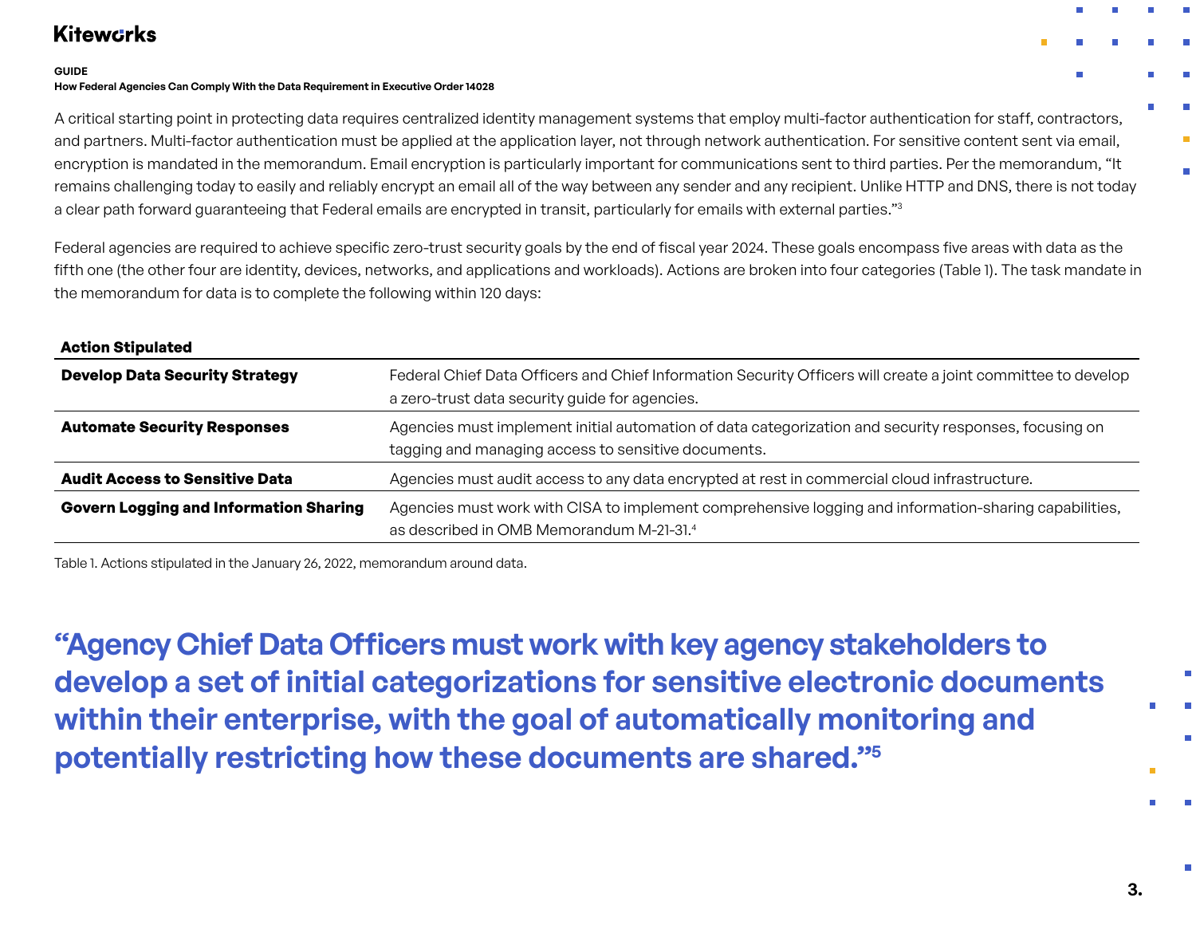A critical starting point in protecting data requires centralized identity management systems that employ multi-factor authentication for staff, contractors, and partners. Multi-factor authentication must be applied at the application layer, not through network authentication. For sensitive content sent via email, encryption is mandated in the memorandum. Email encryption is particularly important for communications sent to third parties. Per the memorandum, "It remains challenging today to easily and reliably encrypt an email all of the way between any sender and any recipient. Unlike HTTP and DNS, there is not today a clear path forward guaranteeing that Federal emails are encrypted in transit, particularly for emails with external parties."[3]

Federal agencies are required to achieve specific zero-trust security goals by the end of fiscal year 2024. These goals encompass five areas with data as the fifth one (the other four are identity, devices, networks, and applications and workloads). Actions are broken into four categories (Table 1). The task mandate in the memorandum for data is to complete the following within 120 days:

| **Action Stipulated** | |
|---|---|
| **Develop Data Security Strategy** | Federal Chief Data Officers and Chief Information Security Officers will create a joint committee to develop a zero-trust data security guide for agencies. |
| **Automate Security Responses** | Agencies must implement initial automation of data categorization and security responses, focusing on tagging and managing access to sensitive documents. |
| **Audit Access to Sensitive Data** | Agencies must audit access to any data encrypted at rest in commercial cloud infrastructure. |
| **Govern Logging and Information Sharing** | Agencies must work with CISA to implement comprehensive logging and information-sharing capabilities, as described in OMB Memorandum M-21-31.[4] |

Table 1. Actions stipulated in the January 26, 2022, memorandum around data.

## "Agency Chief Data Officers must work with key agency stakeholders to develop a set of initial categorizations for sensitive electronic documents within their enterprise, with the goal of automatically monitoring and potentially restricting how these documents are shared."[5]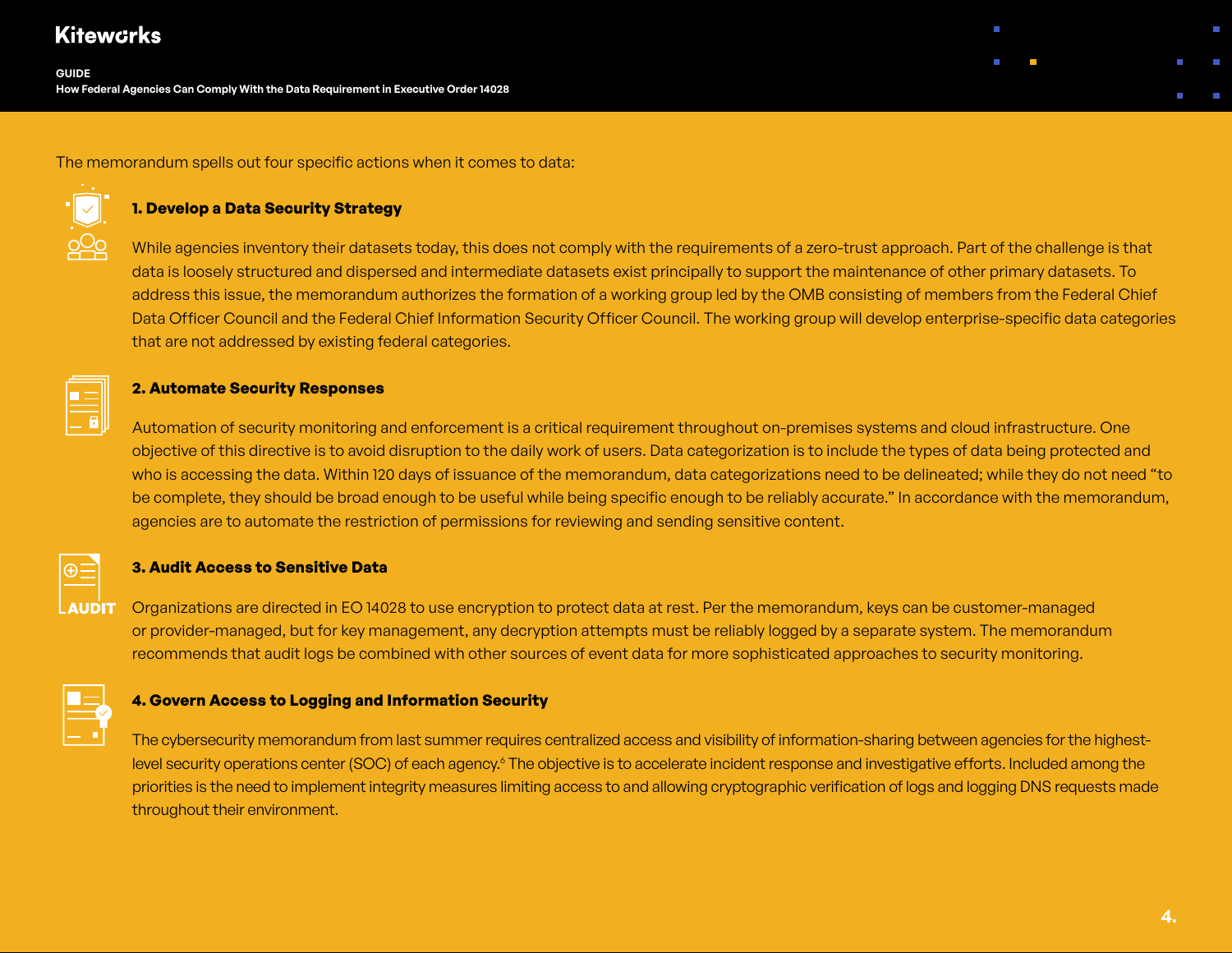The memorandum spells out four specific actions when it comes to data:

### 1. Develop a Data Security Strategy

While agencies inventory their datasets today, this does not comply with the requirements of a zero-trust approach. Part of the challenge is that data is loosely structured and dispersed and intermediate datasets exist principally to support the maintenance of other primary datasets. To address this issue, the memorandum authorizes the formation of a working group led by the OMB consisting of members from the Federal Chief Data Officer Council and the Federal Chief Information Security Officer Council. The working group will develop enterprise-specific data categories that are not addressed by existing federal categories.

### 2. Automate Security Responses

Automation of security monitoring and enforcement is a critical requirement throughout on-premises systems and cloud infrastructure. One objective of this directive is to avoid disruption to the daily work of users. Data categorization is to include the types of data being protected and who is accessing the data. Within 120 days of issuance of the memorandum, data categorizations need to be delineated; while they do not need "to be complete, they should be broad enough to be useful while being specific enough to be reliably accurate." In accordance with the memorandum, agencies are to automate the restriction of permissions for reviewing and sending sensitive content.

### 3. Audit Access to Sensitive Data

Organizations are directed in EO 14028 to use encryption to protect data at rest. Per the memorandum, keys can be customer-managed or provider-managed, but for key management, any decryption attempts must be reliably logged by a separate system. The memorandum recommends that audit logs be combined with other sources of event data for more sophisticated approaches to security monitoring.

### 4. Govern Access to Logging and Information Security

The cybersecurity memorandum from last summer requires centralized access and visibility of information-sharing between agencies for the highest-level security operations center (SOC) of each agency.[6] The objective is to accelerate incident response and investigative efforts. Included among the priorities is the need to implement integrity measures limiting access to and allowing cryptographic verification of logs and logging DNS requests made throughout their environment.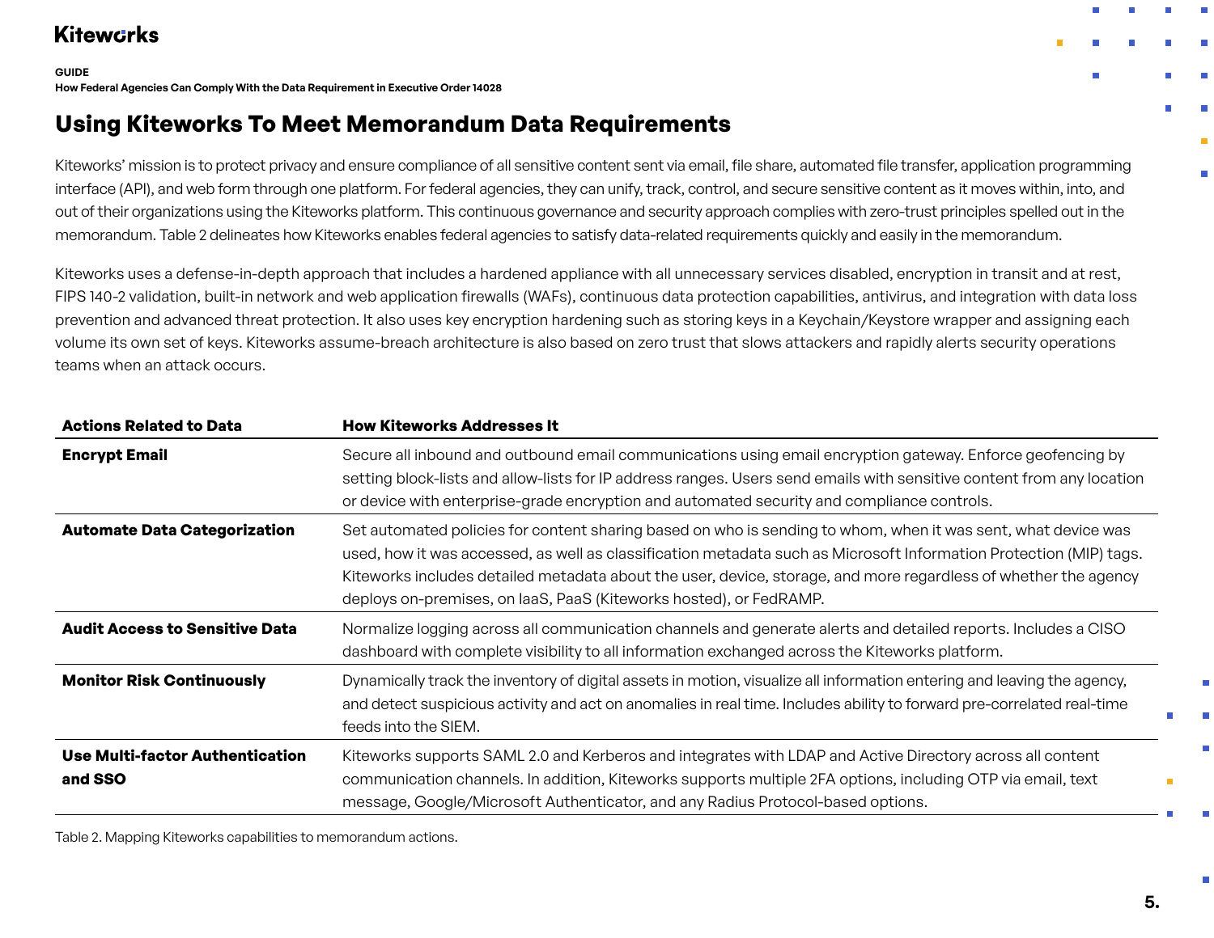## Using Kiteworks To Meet Memorandum Data Requirements

Kiteworks' mission is to protect privacy and ensure compliance of all sensitive content sent via email, file share, automated file transfer, application programming interface (API), and web form through one platform. For federal agencies, they can unify, track, control, and secure sensitive content as it moves within, into, and out of their organizations using the Kiteworks platform. This continuous governance and security approach complies with zero-trust principles spelled out in the memorandum. Table 2 delineates how Kiteworks enables federal agencies to satisfy data-related requirements quickly and easily in the memorandum.

Kiteworks uses a defense-in-depth approach that includes a hardened appliance with all unnecessary services disabled, encryption in transit and at rest, FIPS 140-2 validation, built-in network and web application firewalls (WAFs), continuous data protection capabilities, antivirus, and integration with data loss prevention and advanced threat protection. It also uses key encryption hardening such as storing keys in a Keychain/Keystore wrapper and assigning each volume its own set of keys. Kiteworks assume-breach architecture is also based on zero trust that slows attackers and rapidly alerts security operations teams when an attack occurs.

| Actions Related to Data | How Kiteworks Addresses It |
|---|---|
| **Encrypt Email** | Secure all inbound and outbound email communications using email encryption gateway. Enforce geofencing by setting block-lists and allow-lists for IP address ranges. Users send emails with sensitive content from any location or device with enterprise-grade encryption and automated security and compliance controls. |
| **Automate Data Categorization** | Set automated policies for content sharing based on who is sending to whom, when it was sent, what device was used, how it was accessed, as well as classification metadata such as Microsoft Information Protection (MIP) tags. Kiteworks includes detailed metadata about the user, device, storage, and more regardless of whether the agency deploys on-premises, on IaaS, PaaS (Kiteworks hosted), or FedRAMP. |
| **Audit Access to Sensitive Data** | Normalize logging across all communication channels and generate alerts and detailed reports. Includes a CISO dashboard with complete visibility to all information exchanged across the Kiteworks platform. |
| **Monitor Risk Continuously** | Dynamically track the inventory of digital assets in motion, visualize all information entering and leaving the agency, and detect suspicious activity and act on anomalies in real time. Includes ability to forward pre-correlated real-time feeds into the SIEM. |
| **Use Multi-factor Authentication and SSO** | Kiteworks supports SAML 2.0 and Kerberos and integrates with LDAP and Active Directory across all content communication channels. In addition, Kiteworks supports multiple 2FA options, including OTP via email, text message, Google/Microsoft Authenticator, and any Radius Protocol-based options. |

Table 2. Mapping Kiteworks capabilities to memorandum actions.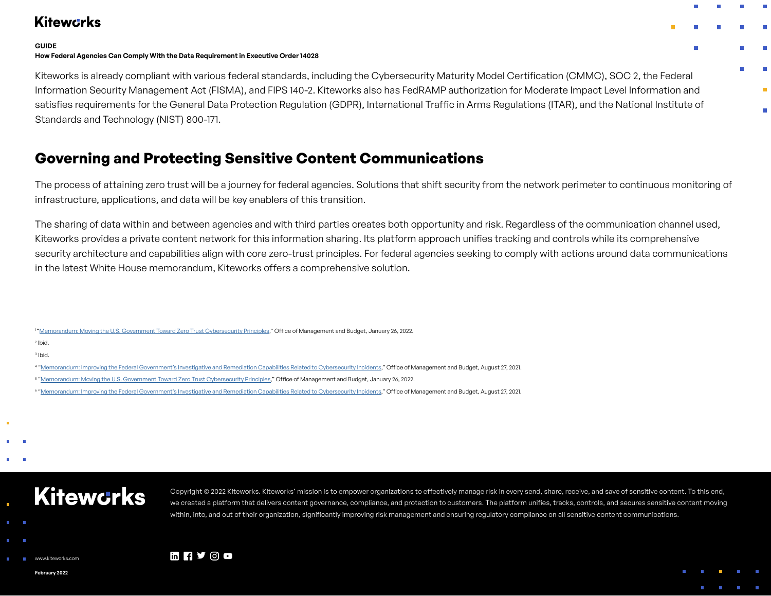Kiteworks is already compliant with various federal standards, including the Cybersecurity Maturity Model Certification (CMMC), SOC 2, the Federal Information Security Management Act (FISMA), and FIPS 140-2. Kiteworks also has FedRAMP authorization for Moderate Impact Level Information and satisfies requirements for the General Data Protection Regulation (GDPR), International Traffic in Arms Regulations (ITAR), and the National Institute of Standards and Technology (NIST) 800-171.

## Governing and Protecting Sensitive Content Communications

The process of attaining zero trust will be a journey for federal agencies. Solutions that shift security from the network perimeter to continuous monitoring of infrastructure, applications, and data will be key enablers of this transition.

The sharing of data within and between agencies and with third parties creates both opportunity and risk. Regardless of the communication channel used, Kiteworks provides a private content network for this information sharing. Its platform approach unifies tracking and controls while its comprehensive security architecture and capabilities align with core zero-trust principles. For federal agencies seeking to comply with actions around data communications in the latest White House memorandum, Kiteworks offers a comprehensive solution.

[1] "Memorandum: Moving the U.S. Government Toward Zero Trust Cybersecurity Principles," Office of Management and Budget, January 26, 2022.

[2] Ibid.

[3] Ibid.

[4] "Memorandum: Improving the Federal Government's Investigative and Remediation Capabilities Related to Cybersecurity Incidents," Office of Management and Budget, August 27, 2021.

[5] "Memorandum: Moving the U.S. Government Toward Zero Trust Cybersecurity Principles," Office of Management and Budget, January 26, 2022.

[6] "Memorandum: Improving the Federal Government's Investigative and Remediation Capabilities Related to Cybersecurity Incidents," Office of Management and Budget, August 27, 2021.

Kiteworks

Copyright © 2022 Kiteworks. Kiteworks' mission is to empower organizations to effectively manage risk in every send, share, receive, and save of sensitive content. To this end, we created a platform that delivers content governance, compliance, and protection to customers. The platform unifies, tracks, controls, and secures sensitive content moving within, into, and out of their organization, significantly improving risk management and ensuring regulatory compliance on all sensitive content communications.

www.kiteworks.com

February 2022